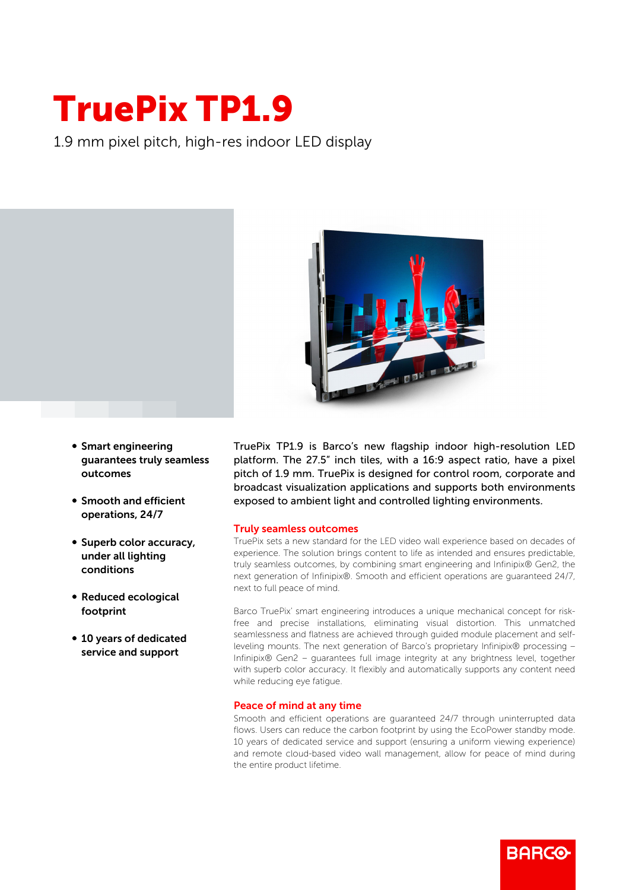# TruePix TP1.9

1.9 mm pixel pitch, high-res indoor LED display

- **Smart engineering guarantees truly seamless outcomes**
- **Smooth and efficient operations, 24/7**
- **Superb color accuracy, under all lighting conditions**
- **Reduced ecological footprint**
- **10 years of dedicated service and support**

TruePix TP1.9 is Barco's new flagship indoor high-resolution LED platform. The 27.5" inch tiles, with a 16:9 aspect ratio, have a pixel pitch of 1.9 mm. TruePix is designed for control room, corporate and broadcast visualization applications and supports both environments exposed to ambient light and controlled lighting environments.

## Truly seamless outcomes

TruePix sets a new standard for the LED video wall experience based on decades of experience. The solution brings content to life as intended and ensures predictable, truly seamless outcomes, by combining smart engineering and Infinipix® Gen2, the next generation of Infinipix®. Smooth and efficient operations are guaranteed 24/7, next to full peace of mind.

Barco TruePix' smart engineering introduces a unique mechanical concept for risk-free and precise installations, eliminating visual distortion. This unmatched seamlessness and flatness are achieved through guided module placement and self-leveling mounts. The next generation of Barco's proprietary Infinipix® processing – Infinipix® Gen2 – guarantees full image integrity at any brightness level, together with superb color accuracy. It flexibly and automatically supports any content need while reducing eye fatigue.

## Peace of mind at any time

Smooth and efficient operations are guaranteed 24/7 through uninterrupted data flows. Users can reduce the carbon footprint by using the EcoPower standby mode. 10 years of dedicated service and support (ensuring a uniform viewing experience) and remote cloud-based video wall management, allow for peace of mind during the entire product lifetime.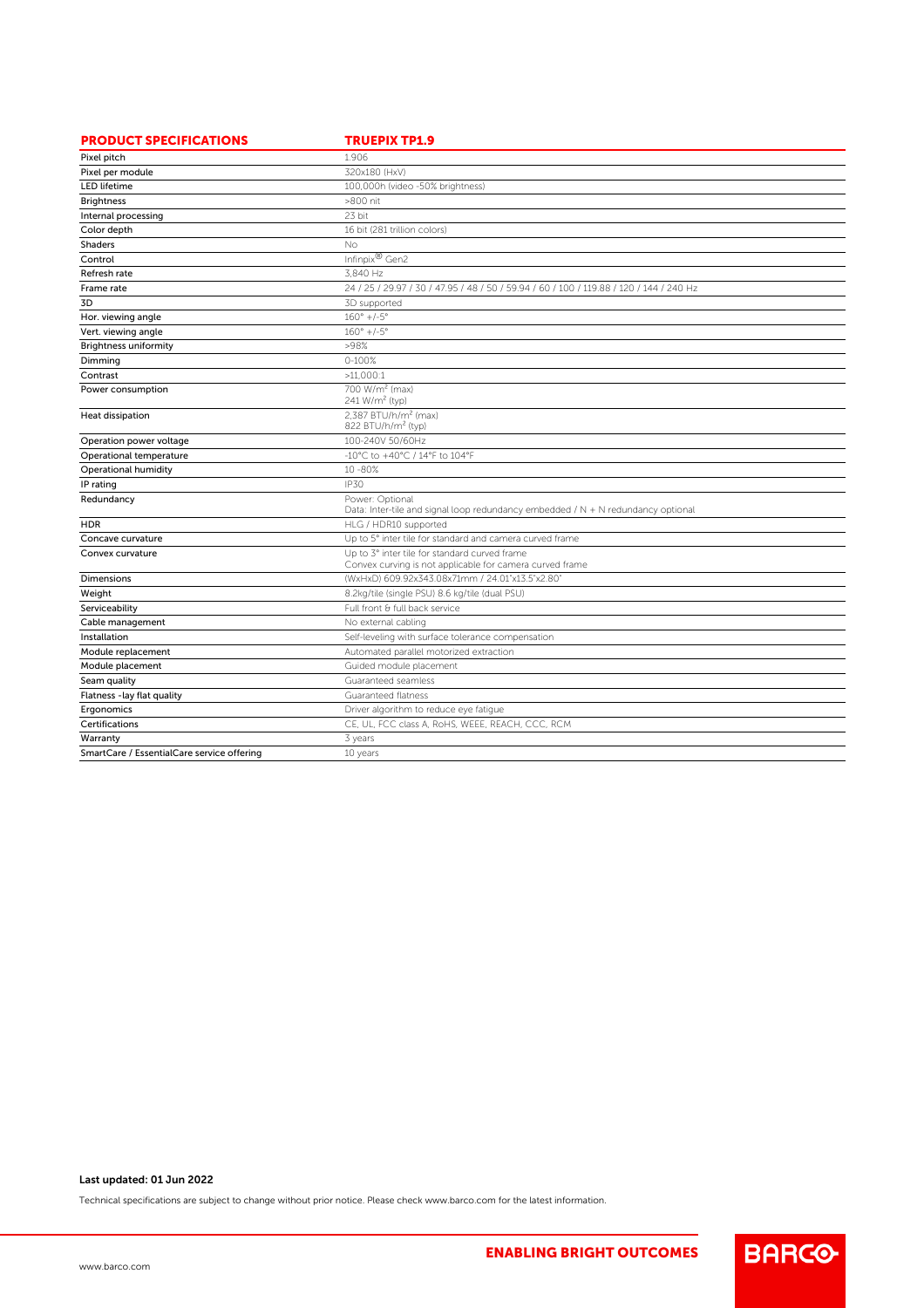| PRODUCT SPECIFICATIONS | TRUEPIX TP1.9 |
|---|---|
| Pixel pitch | 1.906 |
| Pixel per module | 320x180 (HxV) |
| LED lifetime | 100,000h (video -50% brightness) |
| Brightness | >800 nit |
| Internal processing | 23 bit |
| Color depth | 16 bit (281 trillion colors) |
| Shaders | No |
| Control | Infinipix® Gen2 |
| Refresh rate | 3,840 Hz |
| Frame rate | 24 / 25 / 29.97 / 30 / 47.95 / 48 / 50 / 59.94 / 60 / 100 / 119.88 / 120 / 144 / 240 Hz |
| 3D | 3D supported |
| Hor. viewing angle | 160° +/-5° |
| Vert. viewing angle | 160° +/-5° |
| Brightness uniformity | >98% |
| Dimming | 0-100% |
| Contrast | >11,000:1 |
| Power consumption | 700 $W/m^2$ (max)<br>241 $W/m^2$ (typ) |
| Heat dissipation | 2,387 $BTU/h/m^2$ (max)<br>822 $BTU/h/m^2$ (typ) |
| Operation power voltage | 100-240V 50/60Hz |
| Operational temperature | -10°C to +40°C / 14°F to 104°F |
| Operational humidity | 10 -80% |
| IP rating | IP30 |
| Redundancy | Power: Optional<br>Data: Inter-tile and signal loop redundancy embedded / N + N redundancy optional |
| HDR | HLG / HDR10 supported |
| Concave curvature | Up to 5° inter tile for standard and camera curved frame |
| Convex curvature | Up to 3° inter tile for standard curved frame<br>Convex curving is not applicable for camera curved frame |
| Dimensions | (WxHxD) 609.92x343.08x71mm / 24.01"x13.5"x2.80" |
| Weight | 8.2kg/tile (single PSU) 8.6 kg/tile (dual PSU) |
| Serviceability | Full front & full back service |
| Cable management | No external cabling |
| Installation | Self-leveling with surface tolerance compensation |
| Module replacement | Automated parallel motorized extraction |
| Module placement | Guided module placement |
| Seam quality | Guaranteed seamless |
| Flatness -lay flat quality | Guaranteed flatness |
| Ergonomics | Driver algorithm to reduce eye fatigue |
| Certifications | CE, UL, FCC class A, RoHS, WEEE, REACH, CCC, RCM |
| Warranty | 3 years |
| SmartCare / EssentialCare service offering | 10 years |

**Last updated: 01 Jun 2022**

Technical specifications are subject to change without prior notice. Please check www.barco.com for the latest information.

**ENABLING BRIGHT OUTCOMES**

BARCO

www.barco.com